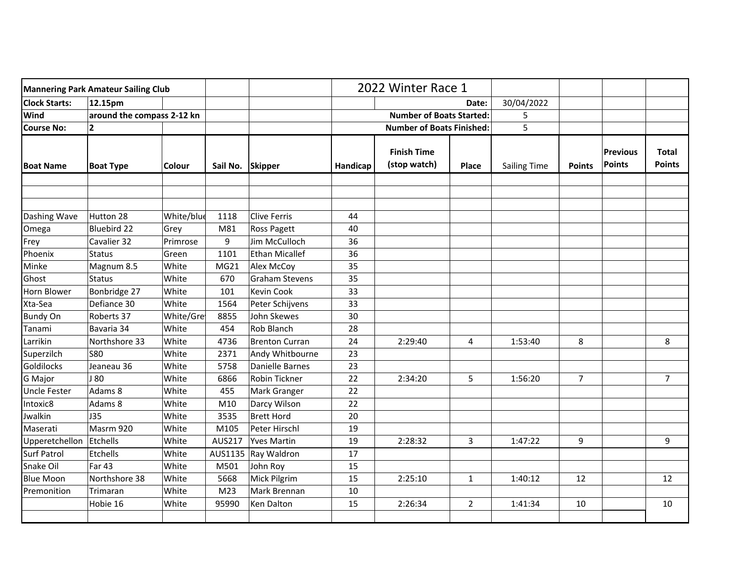| Mannering Park Amateur Sailing Club | | | | | 2022 Winter Race 1 | | | | | | |
|---|---|---|---|---|---|---|---|---|---|---|---|
| Clock Starts: | 12.15pm | | | | | | Date: | 30/04/2022 | | | |
| Wind | around the compass 2-12 kn | | | | | | Number of Boats Started: | 5 | | | |
| Course No: | 2 | | | | | | Number of Boats Finished: | 5 | | | |
| **Boat Name** | **Boat Type** | **Colour** | **Sail No.** | **Skipper** | **Handicap** | **Finish Time (stop watch)** | **Place** | **Sailing Time** | **Points** | **Previous Points** | **Total Points** |
| | | | | | | | | | | | |
| | | | | | | | | | | | |
| | | | | | | | | | | | |
| Dashing Wave | Hutton 28 | White/blue | 1118 | Clive Ferris | 44 | | | | | | |
| Omega | Bluebird 22 | Grey | M81 | Ross Pagett | 40 | | | | | | |
| Frey | Cavalier 32 | Primrose | 9 | Jim McCulloch | 36 | | | | | | |
| Phoenix | Status | Green | 1101 | Ethan Micallef | 36 | | | | | | |
| Minke | Magnum 8.5 | White | MG21 | Alex McCoy | 35 | | | | | | |
| Ghost | Status | White | 670 | Graham Stevens | 35 | | | | | | |
| Horn Blower | Bonbridge 27 | White | 101 | Kevin Cook | 33 | | | | | | |
| Xta-Sea | Defiance 30 | White | 1564 | Peter Schijvens | 33 | | | | | | |
| Bundy On | Roberts 37 | White/Grey | 8855 | John Skewes | 30 | | | | | | |
| Tanami | Bavaria 34 | White | 454 | Rob Blanch | 28 | | | | | | |
| Larrikin | Northshore 33 | White | 4736 | Brenton Curran | 24 | 2:29:40 | 4 | 1:53:40 | 8 | | 8 |
| Superzilch | S80 | White | 2371 | Andy Whitbourne | 23 | | | | | | |
| Goldilocks | Jeaneau 36 | White | 5758 | Danielle Barnes | 23 | | | | | | |
| G Major | J 80 | White | 6866 | Robin Tickner | 22 | 2:34:20 | 5 | 1:56:20 | 7 | | 7 |
| Uncle Fester | Adams 8 | White | 455 | Mark Granger | 22 | | | | | | |
| Intoxic8 | Adams 8 | White | M10 | Darcy Wilson | 22 | | | | | | |
| Jwalkin | J35 | White | 3535 | Brett Hord | 20 | | | | | | |
| Maserati | Masrm 920 | White | M105 | Peter Hirschl | 19 | | | | | | |
| Upperetchellon | Etchells | White | AUS217 | Yves Martin | 19 | 2:28:32 | 3 | 1:47:22 | 9 | | 9 |
| Surf Patrol | Etchells | White | AUS1135 | Ray Waldron | 17 | | | | | | |
| Snake Oil | Far 43 | White | M501 | John Roy | 15 | | | | | | |
| Blue Moon | Northshore 38 | White | 5668 | Mick Pilgrim | 15 | 2:25:10 | 1 | 1:40:12 | 12 | | 12 |
| Premonition | Trimaran | White | M23 | Mark Brennan | 10 | | | | | | |
| | Hobie 16 | White | 95990 | Ken Dalton | 15 | 2:26:34 | 2 | 1:41:34 | 10 | | 10 |
| | | | | | | | | | | | |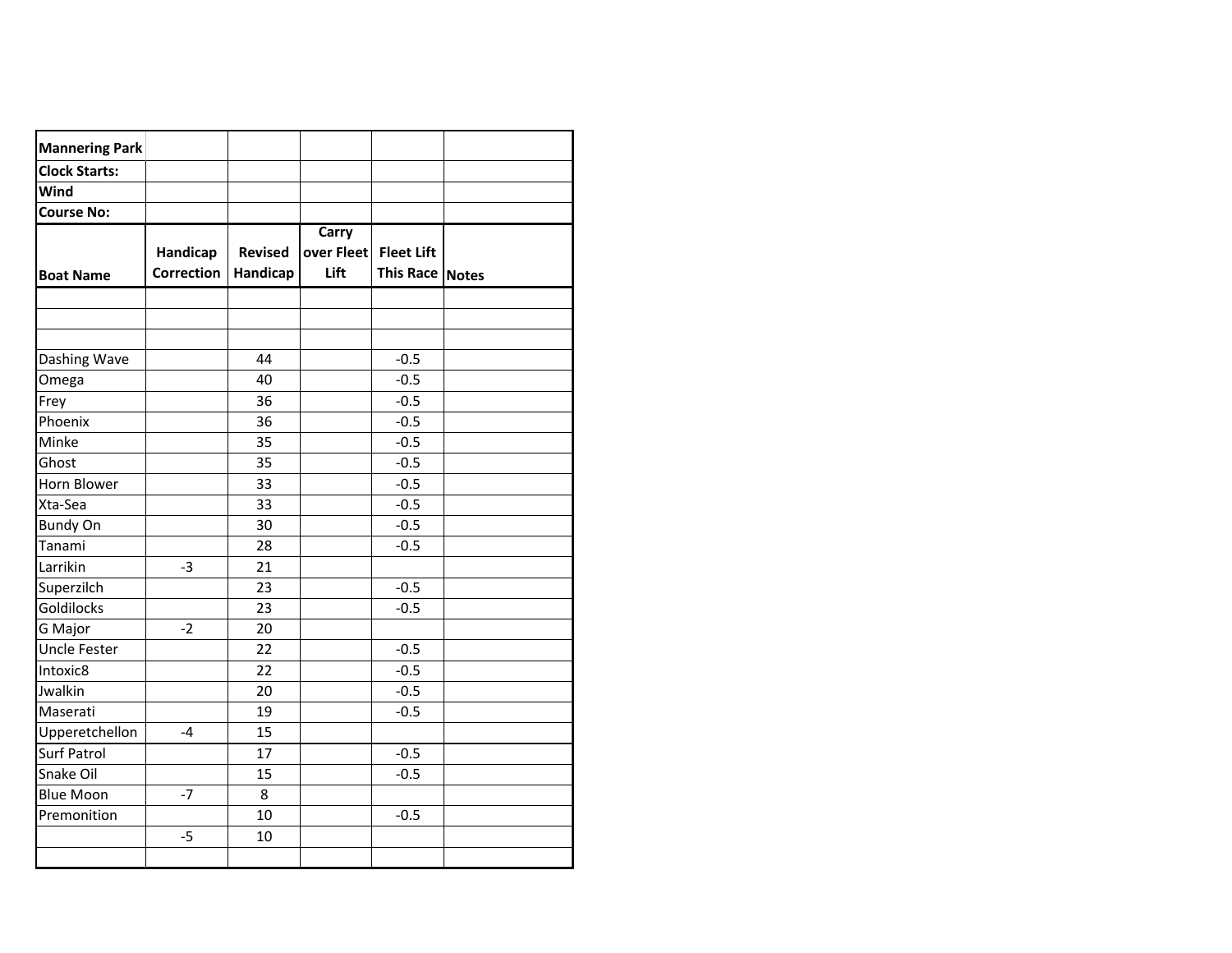| | | | | | |
|---|---|---|---|---|---|
| **Mannering Park** | | | | | |
| **Clock Starts:** | | | | | |
| **Wind** | | | | | |
| **Course No:** | | | | | |
| **Boat Name** | **Handicap Correction** | **Revised Handicap** | **Carry over Fleet Lift** | **Fleet Lift This Race** | **Notes** |
| | | | | | |
| | | | | | |
| | | | | | |
| Dashing Wave | | 44 | | -0.5 | |
| Omega | | 40 | | -0.5 | |
| Frey | | 36 | | -0.5 | |
| Phoenix | | 36 | | -0.5 | |
| Minke | | 35 | | -0.5 | |
| Ghost | | 35 | | -0.5 | |
| Horn Blower | | 33 | | -0.5 | |
| Xta-Sea | | 33 | | -0.5 | |
| Bundy On | | 30 | | -0.5 | |
| Tanami | | 28 | | -0.5 | |
| Larrikin | -3 | 21 | | | |
| Superzilch | | 23 | | -0.5 | |
| Goldilocks | | 23 | | -0.5 | |
| G Major | -2 | 20 | | | |
| Uncle Fester | | 22 | | -0.5 | |
| Intoxic8 | | 22 | | -0.5 | |
| Jwalkin | | 20 | | -0.5 | |
| Maserati | | 19 | | -0.5 | |
| Upperetchellon | -4 | 15 | | | |
| Surf Patrol | | 17 | | -0.5 | |
| Snake Oil | | 15 | | -0.5 | |
| Blue Moon | -7 | 8 | | | |
| Premonition | | 10 | | -0.5 | |
| | -5 | 10 | | | |
| | | | | | |